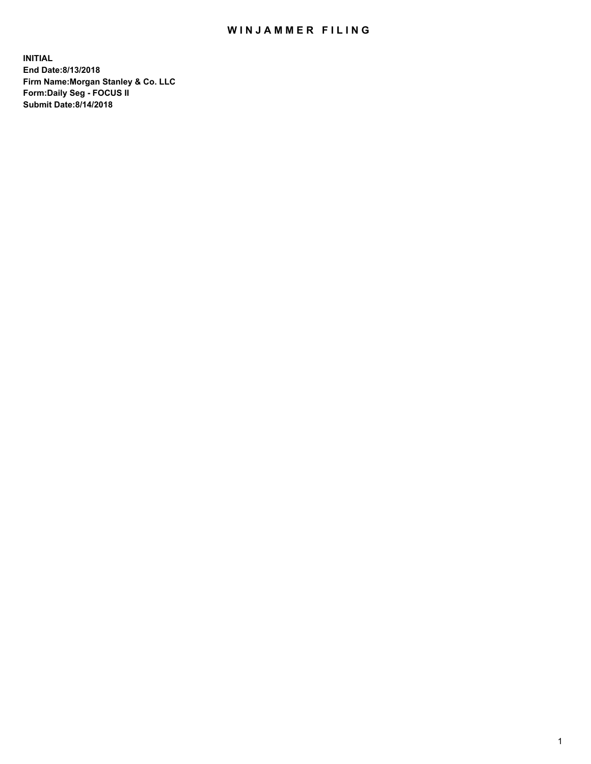# WINJAMMER FILING

**INITIAL**
**End Date:8/13/2018**
**Firm Name:Morgan Stanley & Co. LLC**
**Form:Daily Seg - FOCUS II**
**Submit Date:8/14/2018**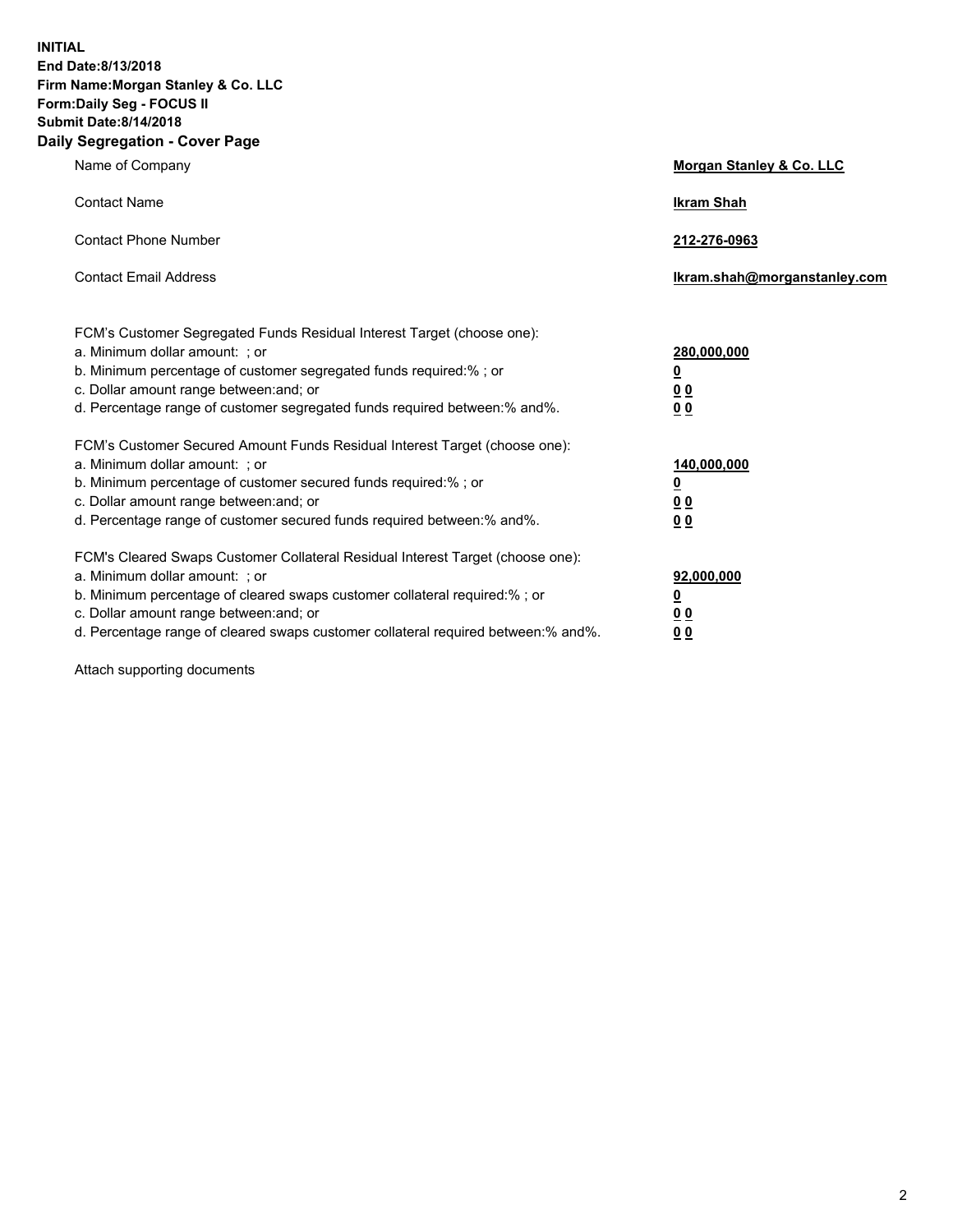**INITIAL**
**End Date:8/13/2018**
**Firm Name:Morgan Stanley & Co. LLC**
**Form:Daily Seg - FOCUS II**
**Submit Date:8/14/2018**

## Daily Segregation - Cover Page

| | |
|---|---|
| Name of Company | **Morgan Stanley & Co. LLC** |
| Contact Name | **Ikram Shah** |
| Contact Phone Number | **212-276-0963** |
| Contact Email Address | **Ikram.shah@morganstanley.com** |

| | |
|---|---|
| FCM's Customer Segregated Funds Residual Interest Target (choose one): | |
| a. Minimum dollar amount: ; or | **280,000,000** |
| b. Minimum percentage of customer segregated funds required:% ; or | **0** |
| c. Dollar amount range between:and; or | **0 0** |
| d. Percentage range of customer segregated funds required between:% and%. | **0 0** |
| FCM's Customer Secured Amount Funds Residual Interest Target (choose one): | |
| a. Minimum dollar amount: ; or | **140,000,000** |
| b. Minimum percentage of customer secured funds required:% ; or | **0** |
| c. Dollar amount range between:and; or | **0 0** |
| d. Percentage range of customer secured funds required between:% and%. | **0 0** |
| FCM's Cleared Swaps Customer Collateral Residual Interest Target (choose one): | |
| a. Minimum dollar amount: ; or | **92,000,000** |
| b. Minimum percentage of cleared swaps customer collateral required:% ; or | **0** |
| c. Dollar amount range between:and; or | **0 0** |
| d. Percentage range of cleared swaps customer collateral required between:% and%. | **0 0** |

Attach supporting documents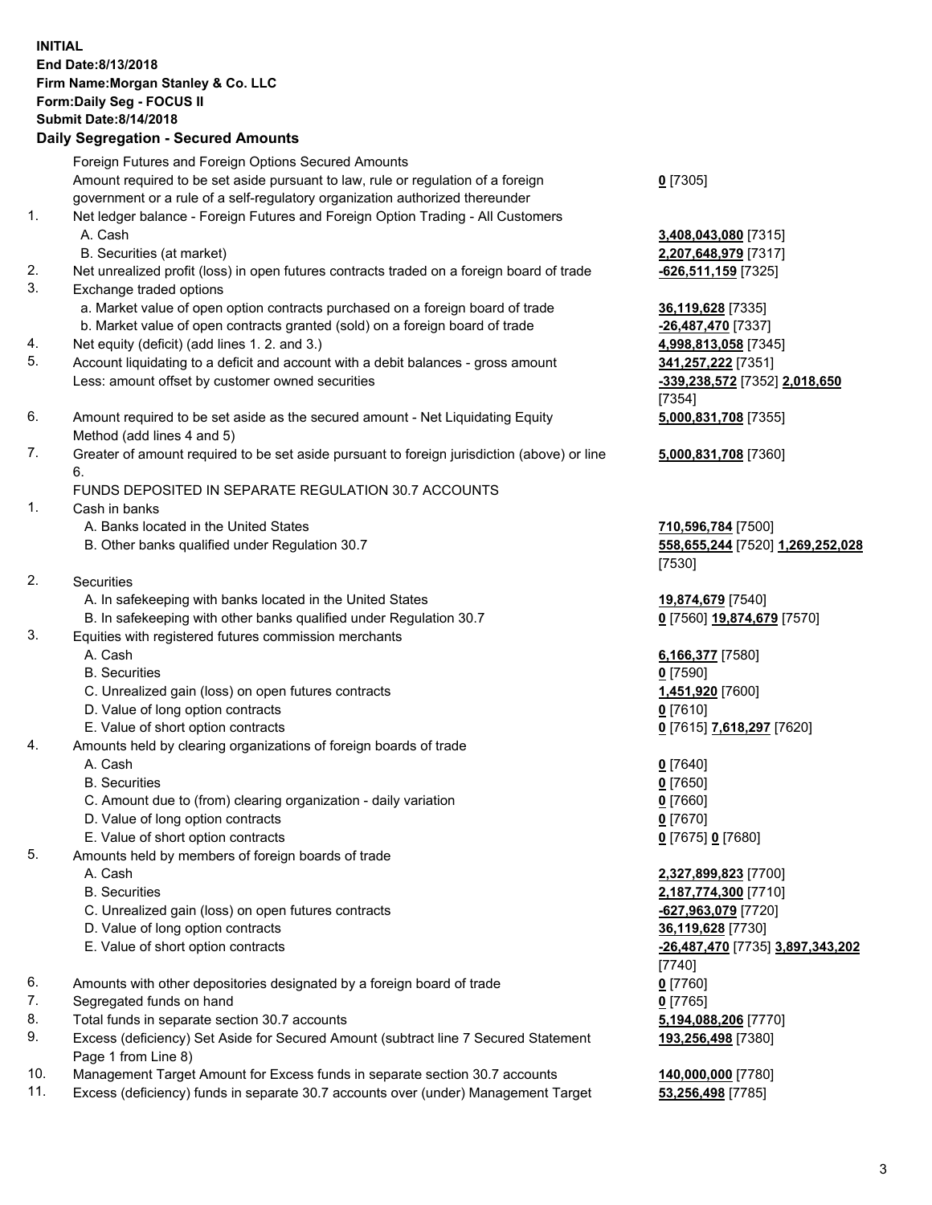**INITIAL**
**End Date:8/13/2018**
**Firm Name:Morgan Stanley & Co. LLC**
**Form:Daily Seg - FOCUS II**
**Submit Date:8/14/2018**

## Daily Segregation - Secured Amounts

| | | |
|---|---|---|
| | Foreign Futures and Foreign Options Secured Amounts | |
| | Amount required to be set aside pursuant to law, rule or regulation of a foreign government or a rule of a self-regulatory organization authorized thereunder | **0** [7305] |
| 1. | Net ledger balance - Foreign Futures and Foreign Option Trading - All Customers | |
| | A. Cash | **3,408,043,080** [7315] |
| | B. Securities (at market) | **2,207,648,979** [7317] |
| 2. | Net unrealized profit (loss) in open futures contracts traded on a foreign board of trade | **-626,511,159** [7325] |
| 3. | Exchange traded options | |
| | a. Market value of open option contracts purchased on a foreign board of trade | **36,119,628** [7335] |
| | b. Market value of open contracts granted (sold) on a foreign board of trade | **-26,487,470** [7337] |
| 4. | Net equity (deficit) (add lines 1. 2. and 3.) | **4,998,813,058** [7345] |
| 5. | Account liquidating to a deficit and account with a debit balances - gross amount | **341,257,222** [7351] |
| | Less: amount offset by customer owned securities | **-339,238,572** [7352] **2,018,650** [7354] |
| 6. | Amount required to be set aside as the secured amount - Net Liquidating Equity Method (add lines 4 and 5) | **5,000,831,708** [7355] |
| 7. | Greater of amount required to be set aside pursuant to foreign jurisdiction (above) or line 6. | **5,000,831,708** [7360] |
| | FUNDS DEPOSITED IN SEPARATE REGULATION 30.7 ACCOUNTS | |
| 1. | Cash in banks | |
| | A. Banks located in the United States | **710,596,784** [7500] |
| | B. Other banks qualified under Regulation 30.7 | **558,655,244** [7520] **1,269,252,028** [7530] |
| 2. | Securities | |
| | A. In safekeeping with banks located in the United States | **19,874,679** [7540] |
| | B. In safekeeping with other banks qualified under Regulation 30.7 | **0** [7560] **19,874,679** [7570] |
| 3. | Equities with registered futures commission merchants | |
| | A. Cash | **6,166,377** [7580] |
| | B. Securities | **0** [7590] |
| | C. Unrealized gain (loss) on open futures contracts | **1,451,920** [7600] |
| | D. Value of long option contracts | **0** [7610] |
| | E. Value of short option contracts | **0** [7615] **7,618,297** [7620] |
| 4. | Amounts held by clearing organizations of foreign boards of trade | |
| | A. Cash | **0** [7640] |
| | B. Securities | **0** [7650] |
| | C. Amount due to (from) clearing organization - daily variation | **0** [7660] |
| | D. Value of long option contracts | **0** [7670] |
| | E. Value of short option contracts | **0** [7675] **0** [7680] |
| 5. | Amounts held by members of foreign boards of trade | |
| | A. Cash | **2,327,899,823** [7700] |
| | B. Securities | **2,187,774,300** [7710] |
| | C. Unrealized gain (loss) on open futures contracts | **-627,963,079** [7720] |
| | D. Value of long option contracts | **36,119,628** [7730] |
| | E. Value of short option contracts | **-26,487,470** [7735] **3,897,343,202** [7740] |
| 6. | Amounts with other depositories designated by a foreign board of trade | **0** [7760] |
| 7. | Segregated funds on hand | **0** [7765] |
| 8. | Total funds in separate section 30.7 accounts | **5,194,088,206** [7770] |
| 9. | Excess (deficiency) Set Aside for Secured Amount (subtract line 7 Secured Statement Page 1 from Line 8) | **193,256,498** [7380] |
| 10. | Management Target Amount for Excess funds in separate section 30.7 accounts | **140,000,000** [7780] |
| 11. | Excess (deficiency) funds in separate 30.7 accounts over (under) Management Target | **53,256,498** [7785] |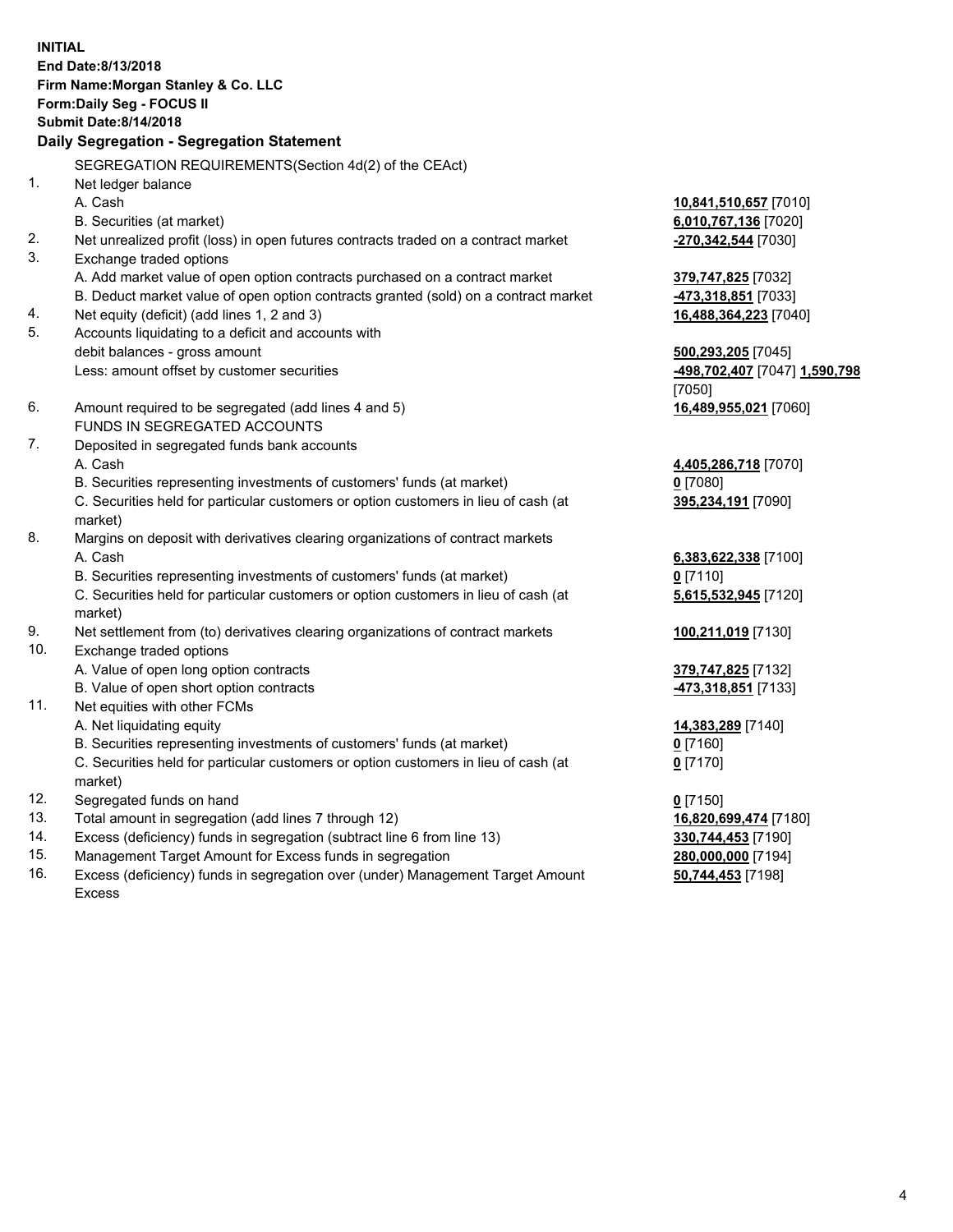**INITIAL**
**End Date:8/13/2018**
**Firm Name:Morgan Stanley & Co. LLC**
**Form:Daily Seg - FOCUS II**
**Submit Date:8/14/2018**

**Daily Segregation - Segregation Statement**

SEGREGATION REQUIREMENTS(Section 4d(2) of the CEAct)

| | | |
|---|---|---|
| 1. | Net ledger balance | |
| | A. Cash | **10,841,510,657** [7010] |
| | B. Securities (at market) | **6,010,767,136** [7020] |
| 2. | Net unrealized profit (loss) in open futures contracts traded on a contract market | **-270,342,544** [7030] |
| 3. | Exchange traded options | |
| | A. Add market value of open option contracts purchased on a contract market | **379,747,825** [7032] |
| | B. Deduct market value of open option contracts granted (sold) on a contract market | **-473,318,851** [7033] |
| 4. | Net equity (deficit) (add lines 1, 2 and 3) | **16,488,364,223** [7040] |
| 5. | Accounts liquidating to a deficit and accounts with debit balances - gross amount | **500,293,205** [7045] |
| | Less: amount offset by customer securities | **-498,702,407** [7047] **1,590,798** [7050] |
| 6. | Amount required to be segregated (add lines 4 and 5) | **16,489,955,021** [7060] |
| | FUNDS IN SEGREGATED ACCOUNTS | |
| 7. | Deposited in segregated funds bank accounts | |
| | A. Cash | **4,405,286,718** [7070] |
| | B. Securities representing investments of customers' funds (at market) | **0** [7080] |
| | C. Securities held for particular customers or option customers in lieu of cash (at market) | **395,234,191** [7090] |
| 8. | Margins on deposit with derivatives clearing organizations of contract markets | |
| | A. Cash | **6,383,622,338** [7100] |
| | B. Securities representing investments of customers' funds (at market) | **0** [7110] |
| | C. Securities held for particular customers or option customers in lieu of cash (at market) | **5,615,532,945** [7120] |
| 9. | Net settlement from (to) derivatives clearing organizations of contract markets | **100,211,019** [7130] |
| 10. | Exchange traded options | |
| | A. Value of open long option contracts | **379,747,825** [7132] |
| | B. Value of open short option contracts | **-473,318,851** [7133] |
| 11. | Net equities with other FCMs | |
| | A. Net liquidating equity | **14,383,289** [7140] |
| | B. Securities representing investments of customers' funds (at market) | **0** [7160] |
| | C. Securities held for particular customers or option customers in lieu of cash (at market) | **0** [7170] |
| 12. | Segregated funds on hand | **0** [7150] |
| 13. | Total amount in segregation (add lines 7 through 12) | **16,820,699,474** [7180] |
| 14. | Excess (deficiency) funds in segregation (subtract line 6 from line 13) | **330,744,453** [7190] |
| 15. | Management Target Amount for Excess funds in segregation | **280,000,000** [7194] |
| 16. | Excess (deficiency) funds in segregation over (under) Management Target Amount Excess | **50,744,453** [7198] |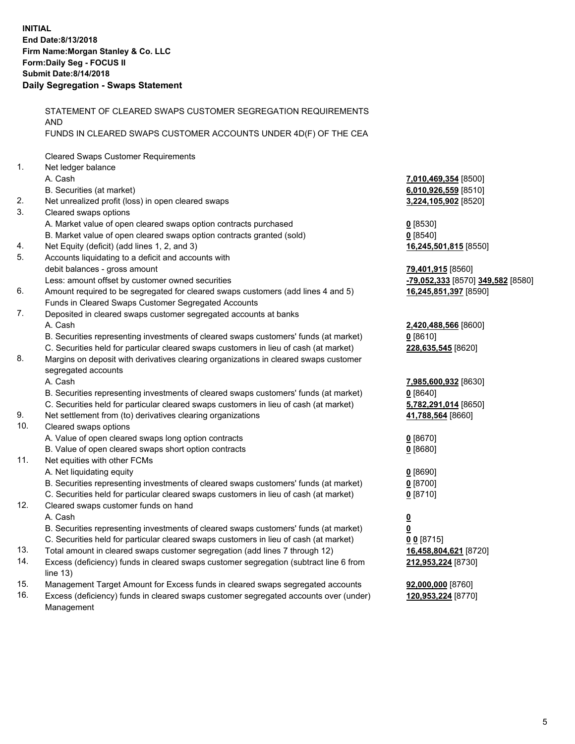**INITIAL**
**End Date:8/13/2018**
**Firm Name:Morgan Stanley & Co. LLC**
**Form:Daily Seg - FOCUS II**
**Submit Date:8/14/2018**
**Daily Segregation - Swaps Statement**

STATEMENT OF CLEARED SWAPS CUSTOMER SEGREGATION REQUIREMENTS AND FUNDS IN CLEARED SWAPS CUSTOMER ACCOUNTS UNDER 4D(F) OF THE CEA

| | | |
|---|---|---|
| | Cleared Swaps Customer Requirements | |
| 1. | Net ledger balance | |
| | A. Cash | **7,010,469,354** [8500] |
| | B. Securities (at market) | **6,010,926,559** [8510] |
| 2. | Net unrealized profit (loss) in open cleared swaps | **3,224,105,902** [8520] |
| 3. | Cleared swaps options | |
| | A. Market value of open cleared swaps option contracts purchased | **0** [8530] |
| | B. Market value of open cleared swaps option contracts granted (sold) | **0** [8540] |
| 4. | Net Equity (deficit) (add lines 1, 2, and 3) | **16,245,501,815** [8550] |
| 5. | Accounts liquidating to a deficit and accounts with debit balances - gross amount | **79,401,915** [8560] |
| | Less: amount offset by customer owned securities | **-79,052,333** [8570] **349,582** [8580] |
| 6. | Amount required to be segregated for cleared swaps customers (add lines 4 and 5) | **16,245,851,397** [8590] |
| | Funds in Cleared Swaps Customer Segregated Accounts | |
| 7. | Deposited in cleared swaps customer segregated accounts at banks | |
| | A. Cash | **2,420,488,566** [8600] |
| | B. Securities representing investments of cleared swaps customers' funds (at market) | **0** [8610] |
| | C. Securities held for particular cleared swaps customers in lieu of cash (at market) | **228,635,545** [8620] |
| 8. | Margins on deposit with derivatives clearing organizations in cleared swaps customer segregated accounts | |
| | A. Cash | **7,985,600,932** [8630] |
| | B. Securities representing investments of cleared swaps customers' funds (at market) | **0** [8640] |
| | C. Securities held for particular cleared swaps customers in lieu of cash (at market) | **5,782,291,014** [8650] |
| 9. | Net settlement from (to) derivatives clearing organizations | **41,788,564** [8660] |
| 10. | Cleared swaps options | |
| | A. Value of open cleared swaps long option contracts | **0** [8670] |
| | B. Value of open cleared swaps short option contracts | **0** [8680] |
| 11. | Net equities with other FCMs | |
| | A. Net liquidating equity | **0** [8690] |
| | B. Securities representing investments of cleared swaps customers' funds (at market) | **0** [8700] |
| | C. Securities held for particular cleared swaps customers in lieu of cash (at market) | **0** [8710] |
| 12. | Cleared swaps customer funds on hand | |
| | A. Cash | **0** |
| | B. Securities representing investments of cleared swaps customers' funds (at market) | **0** |
| | C. Securities held for particular cleared swaps customers in lieu of cash (at market) | **0** **0** [8715] |
| 13. | Total amount in cleared swaps customer segregation (add lines 7 through 12) | **16,458,804,621** [8720] |
| 14. | Excess (deficiency) funds in cleared swaps customer segregation (subtract line 6 from line 13) | **212,953,224** [8730] |
| 15. | Management Target Amount for Excess funds in cleared swaps segregated accounts | **92,000,000** [8760] |
| 16. | Excess (deficiency) funds in cleared swaps customer segregated accounts over (under) Management | **120,953,224** [8770] |